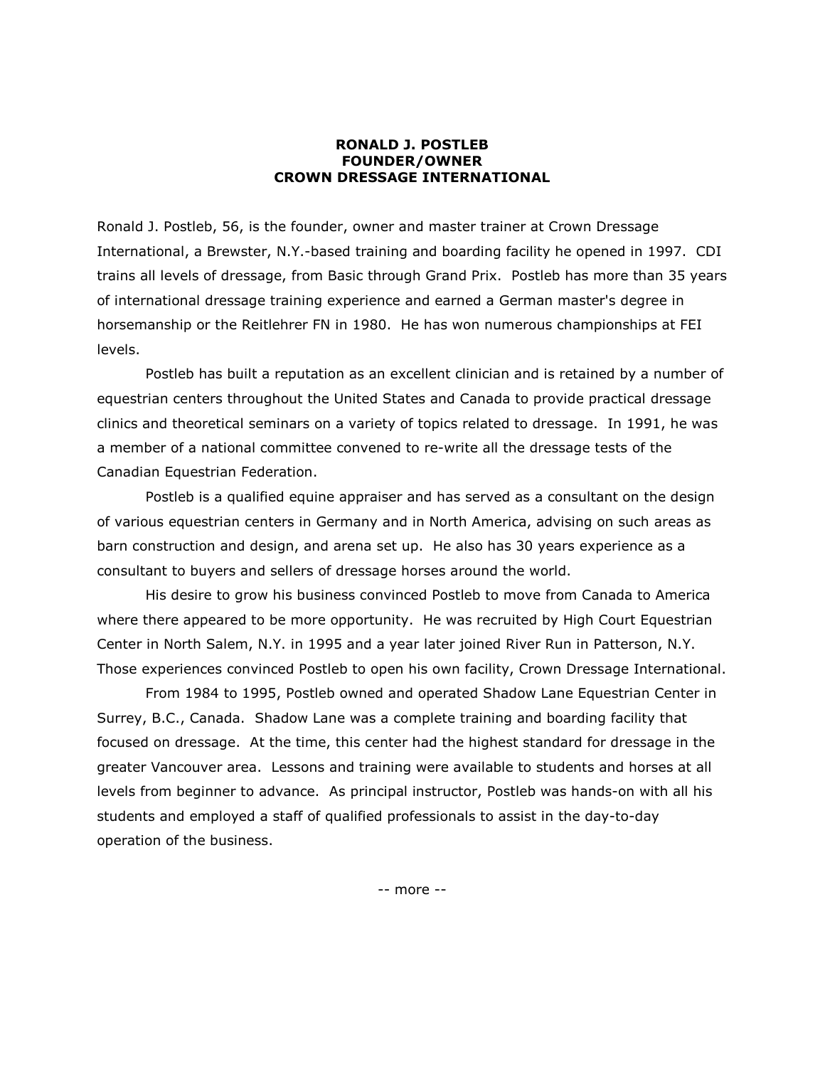**RONALD J. POSTLEB**
**FOUNDER/OWNER**
**CROWN DRESSAGE INTERNATIONAL**

Ronald J. Postleb, 56, is the founder, owner and master trainer at Crown Dressage International, a Brewster, N.Y.-based training and boarding facility he opened in 1997. CDI trains all levels of dressage, from Basic through Grand Prix. Postleb has more than 35 years of international dressage training experience and earned a German master's degree in horsemanship or the Reitlehrer FN in 1980. He has won numerous championships at FEI levels.

Postleb has built a reputation as an excellent clinician and is retained by a number of equestrian centers throughout the United States and Canada to provide practical dressage clinics and theoretical seminars on a variety of topics related to dressage. In 1991, he was a member of a national committee convened to re-write all the dressage tests of the Canadian Equestrian Federation.

Postleb is a qualified equine appraiser and has served as a consultant on the design of various equestrian centers in Germany and in North America, advising on such areas as barn construction and design, and arena set up. He also has 30 years experience as a consultant to buyers and sellers of dressage horses around the world.

His desire to grow his business convinced Postleb to move from Canada to America where there appeared to be more opportunity. He was recruited by High Court Equestrian Center in North Salem, N.Y. in 1995 and a year later joined River Run in Patterson, N.Y. Those experiences convinced Postleb to open his own facility, Crown Dressage International.

From 1984 to 1995, Postleb owned and operated Shadow Lane Equestrian Center in Surrey, B.C., Canada. Shadow Lane was a complete training and boarding facility that focused on dressage. At the time, this center had the highest standard for dressage in the greater Vancouver area. Lessons and training were available to students and horses at all levels from beginner to advance. As principal instructor, Postleb was hands-on with all his students and employed a staff of qualified professionals to assist in the day-to-day operation of the business.

-- more --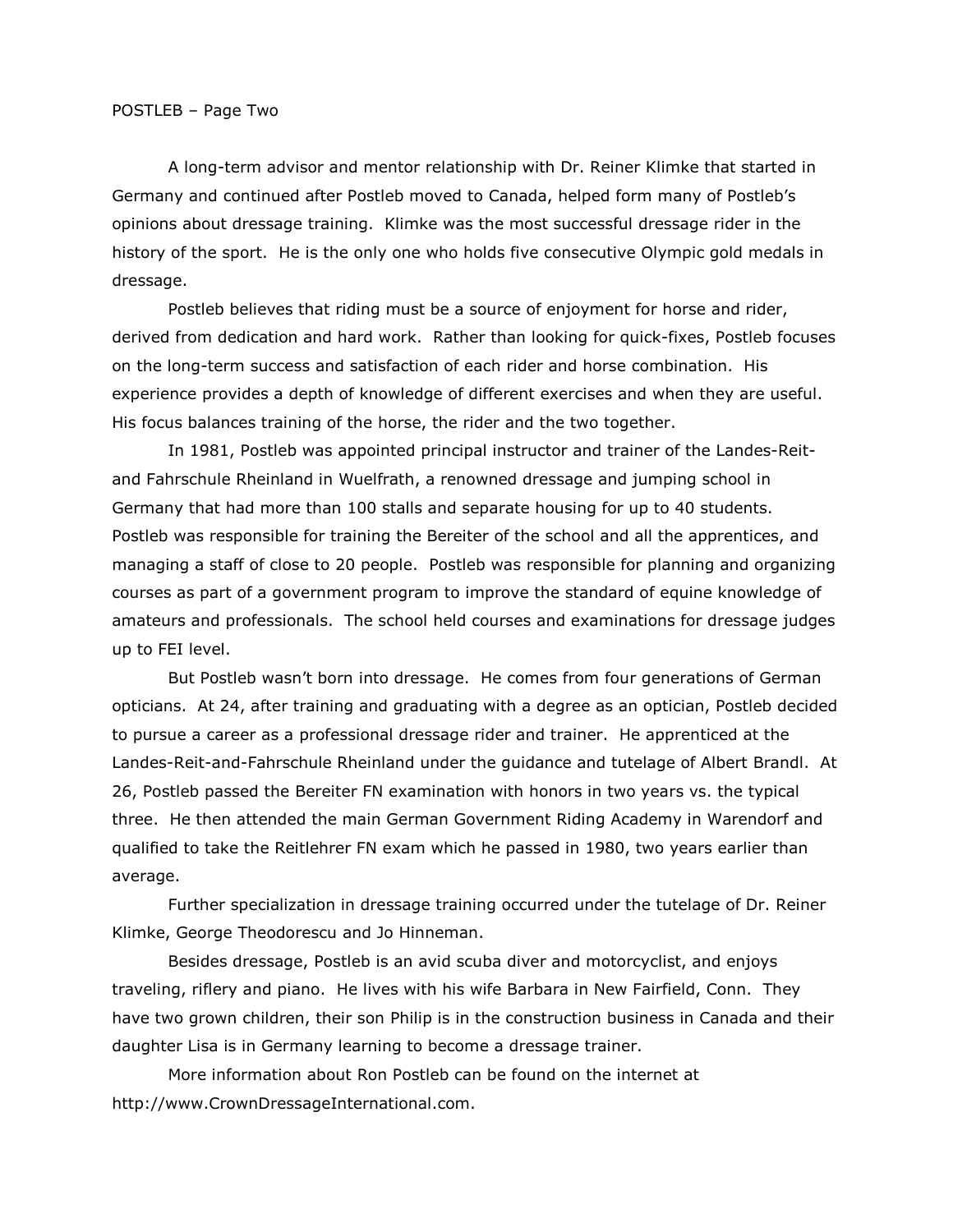A long-term advisor and mentor relationship with Dr. Reiner Klimke that started in Germany and continued after Postleb moved to Canada, helped form many of Postleb's opinions about dressage training. Klimke was the most successful dressage rider in the history of the sport. He is the only one who holds five consecutive Olympic gold medals in dressage.

Postleb believes that riding must be a source of enjoyment for horse and rider, derived from dedication and hard work. Rather than looking for quick-fixes, Postleb focuses on the long-term success and satisfaction of each rider and horse combination. His experience provides a depth of knowledge of different exercises and when they are useful. His focus balances training of the horse, the rider and the two together.

In 1981, Postleb was appointed principal instructor and trainer of the Landes-Reit-and Fahrschule Rheinland in Wuelfrath, a renowned dressage and jumping school in Germany that had more than 100 stalls and separate housing for up to 40 students. Postleb was responsible for training the Bereiter of the school and all the apprentices, and managing a staff of close to 20 people. Postleb was responsible for planning and organizing courses as part of a government program to improve the standard of equine knowledge of amateurs and professionals. The school held courses and examinations for dressage judges up to FEI level.

But Postleb wasn't born into dressage. He comes from four generations of German opticians. At 24, after training and graduating with a degree as an optician, Postleb decided to pursue a career as a professional dressage rider and trainer. He apprenticed at the Landes-Reit-and-Fahrschule Rheinland under the guidance and tutelage of Albert Brandl. At 26, Postleb passed the Bereiter FN examination with honors in two years vs. the typical three. He then attended the main German Government Riding Academy in Warendorf and qualified to take the Reitlehrer FN exam which he passed in 1980, two years earlier than average.

Further specialization in dressage training occurred under the tutelage of Dr. Reiner Klimke, George Theodorescu and Jo Hinneman.

Besides dressage, Postleb is an avid scuba diver and motorcyclist, and enjoys traveling, riflery and piano. He lives with his wife Barbara in New Fairfield, Conn. They have two grown children, their son Philip is in the construction business in Canada and their daughter Lisa is in Germany learning to become a dressage trainer.

More information about Ron Postleb can be found on the internet at http://www.CrownDressageInternational.com.